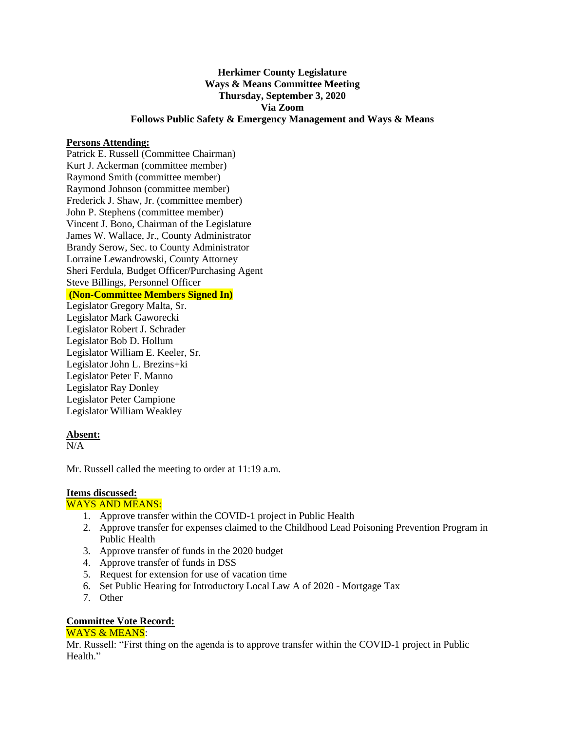**Herkimer County Legislature**
**Ways & Means Committee Meeting**
**Thursday, September 3, 2020**
**Via Zoom**
**Follows Public Safety & Emergency Management and Ways & Means**

**Persons Attending:**

Patrick E. Russell (Committee Chairman)
Kurt J. Ackerman (committee member)
Raymond Smith (committee member)
Raymond Johnson (committee member)
Frederick J. Shaw, Jr. (committee member)
John P. Stephens (committee member)
Vincent J. Bono, Chairman of the Legislature
James W. Wallace, Jr., County Administrator
Brandy Serow, Sec. to County Administrator
Lorraine Lewandrowski, County Attorney
Sheri Ferdula, Budget Officer/Purchasing Agent
Steve Billings, Personnel Officer

**(Non-Committee Members Signed In)**

Legislator Gregory Malta, Sr.
Legislator Mark Gaworecki
Legislator Robert J. Schrader
Legislator Bob D. Hollum
Legislator William E. Keeler, Sr.
Legislator John L. Brezins+ki
Legislator Peter F. Manno
Legislator Ray Donley
Legislator Peter Campione
Legislator William Weakley

**Absent:**

N/A

Mr. Russell called the meeting to order at 11:19 a.m.

**Items discussed:**

WAYS AND MEANS:

1. Approve transfer within the COVID-1 project in Public Health
2. Approve transfer for expenses claimed to the Childhood Lead Poisoning Prevention Program in Public Health
3. Approve transfer of funds in the 2020 budget
4. Approve transfer of funds in DSS
5. Request for extension for use of vacation time
6. Set Public Hearing for Introductory Local Law A of 2020 - Mortgage Tax
7. Other

**Committee Vote Record:**

WAYS & MEANS:

Mr. Russell: "First thing on the agenda is to approve transfer within the COVID-1 project in Public Health."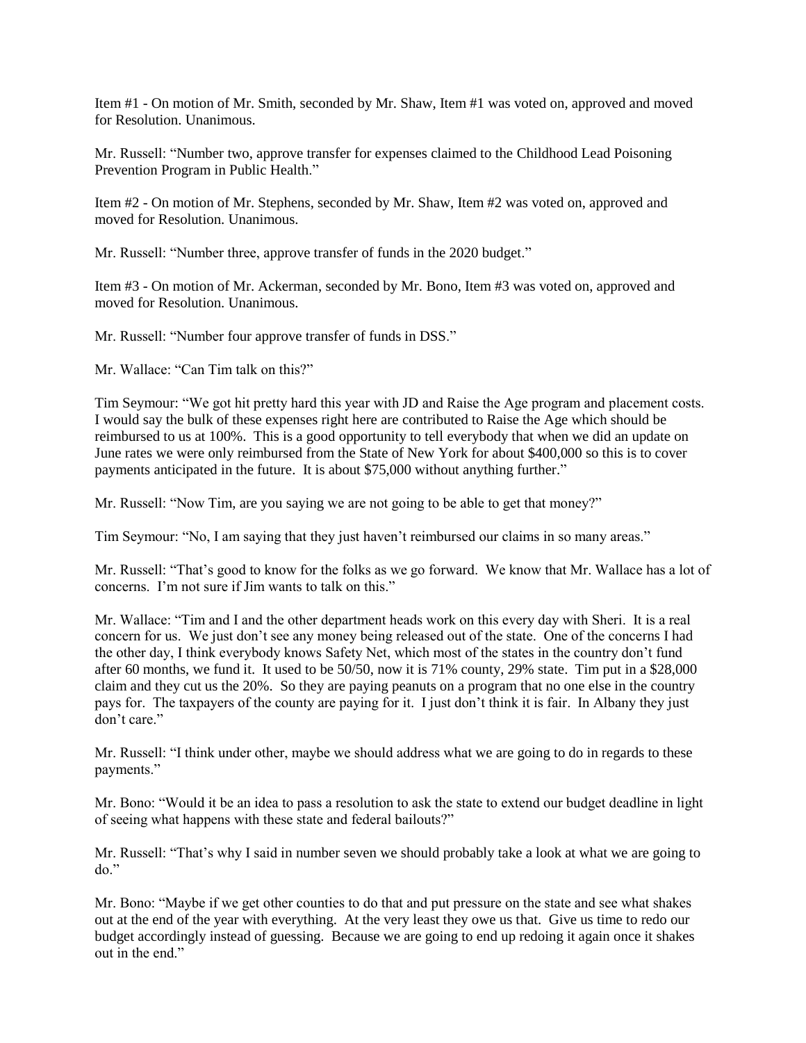Item #1 - On motion of Mr. Smith, seconded by Mr. Shaw, Item #1 was voted on, approved and moved for Resolution. Unanimous.

Mr. Russell: "Number two, approve transfer for expenses claimed to the Childhood Lead Poisoning Prevention Program in Public Health."

Item #2 - On motion of Mr. Stephens, seconded by Mr. Shaw, Item #2 was voted on, approved and moved for Resolution. Unanimous.

Mr. Russell: "Number three, approve transfer of funds in the 2020 budget."

Item #3 - On motion of Mr. Ackerman, seconded by Mr. Bono, Item #3 was voted on, approved and moved for Resolution. Unanimous.

Mr. Russell: "Number four approve transfer of funds in DSS."

Mr. Wallace: "Can Tim talk on this?"

Tim Seymour: "We got hit pretty hard this year with JD and Raise the Age program and placement costs. I would say the bulk of these expenses right here are contributed to Raise the Age which should be reimbursed to us at 100%. This is a good opportunity to tell everybody that when we did an update on June rates we were only reimbursed from the State of New York for about $400,000 so this is to cover payments anticipated in the future. It is about $75,000 without anything further."

Mr. Russell: "Now Tim, are you saying we are not going to be able to get that money?"

Tim Seymour: "No, I am saying that they just haven't reimbursed our claims in so many areas."

Mr. Russell: "That's good to know for the folks as we go forward. We know that Mr. Wallace has a lot of concerns. I'm not sure if Jim wants to talk on this."

Mr. Wallace: "Tim and I and the other department heads work on this every day with Sheri. It is a real concern for us. We just don't see any money being released out of the state. One of the concerns I had the other day, I think everybody knows Safety Net, which most of the states in the country don't fund after 60 months, we fund it. It used to be 50/50, now it is 71% county, 29% state. Tim put in a $28,000 claim and they cut us the 20%. So they are paying peanuts on a program that no one else in the country pays for. The taxpayers of the county are paying for it. I just don't think it is fair. In Albany they just don't care."

Mr. Russell: "I think under other, maybe we should address what we are going to do in regards to these payments."

Mr. Bono: "Would it be an idea to pass a resolution to ask the state to extend our budget deadline in light of seeing what happens with these state and federal bailouts?"

Mr. Russell: "That's why I said in number seven we should probably take a look at what we are going to do."

Mr. Bono: "Maybe if we get other counties to do that and put pressure on the state and see what shakes out at the end of the year with everything. At the very least they owe us that. Give us time to redo our budget accordingly instead of guessing. Because we are going to end up redoing it again once it shakes out in the end."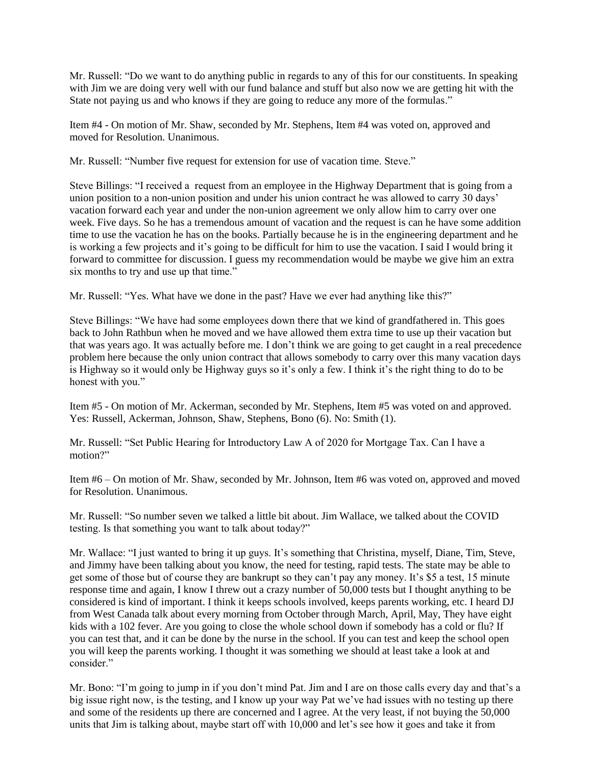Mr. Russell: "Do we want to do anything public in regards to any of this for our constituents. In speaking with Jim we are doing very well with our fund balance and stuff but also now we are getting hit with the State not paying us and who knows if they are going to reduce any more of the formulas."

Item #4 - On motion of Mr. Shaw, seconded by Mr. Stephens, Item #4 was voted on, approved and moved for Resolution. Unanimous.

Mr. Russell: "Number five request for extension for use of vacation time. Steve."

Steve Billings: "I received a request from an employee in the Highway Department that is going from a union position to a non-union position and under his union contract he was allowed to carry 30 days' vacation forward each year and under the non-union agreement we only allow him to carry over one week. Five days. So he has a tremendous amount of vacation and the request is can he have some addition time to use the vacation he has on the books. Partially because he is in the engineering department and he is working a few projects and it's going to be difficult for him to use the vacation. I said I would bring it forward to committee for discussion. I guess my recommendation would be maybe we give him an extra six months to try and use up that time."

Mr. Russell: "Yes. What have we done in the past? Have we ever had anything like this?"

Steve Billings: "We have had some employees down there that we kind of grandfathered in. This goes back to John Rathbun when he moved and we have allowed them extra time to use up their vacation but that was years ago. It was actually before me. I don't think we are going to get caught in a real precedence problem here because the only union contract that allows somebody to carry over this many vacation days is Highway so it would only be Highway guys so it's only a few. I think it's the right thing to do to be honest with you."

Item #5 - On motion of Mr. Ackerman, seconded by Mr. Stephens, Item #5 was voted on and approved. Yes: Russell, Ackerman, Johnson, Shaw, Stephens, Bono (6). No: Smith (1).

Mr. Russell: "Set Public Hearing for Introductory Law A of 2020 for Mortgage Tax. Can I have a motion?"

Item #6 – On motion of Mr. Shaw, seconded by Mr. Johnson, Item #6 was voted on, approved and moved for Resolution. Unanimous.

Mr. Russell: "So number seven we talked a little bit about. Jim Wallace, we talked about the COVID testing. Is that something you want to talk about today?"

Mr. Wallace: "I just wanted to bring it up guys. It's something that Christina, myself, Diane, Tim, Steve, and Jimmy have been talking about you know, the need for testing, rapid tests. The state may be able to get some of those but of course they are bankrupt so they can't pay any money. It's $5 a test, 15 minute response time and again, I know I threw out a crazy number of 50,000 tests but I thought anything to be considered is kind of important. I think it keeps schools involved, keeps parents working, etc. I heard DJ from West Canada talk about every morning from October through March, April, May, They have eight kids with a 102 fever. Are you going to close the whole school down if somebody has a cold or flu? If you can test that, and it can be done by the nurse in the school. If you can test and keep the school open you will keep the parents working. I thought it was something we should at least take a look at and consider."

Mr. Bono: "I'm going to jump in if you don't mind Pat. Jim and I are on those calls every day and that's a big issue right now, is the testing, and I know up your way Pat we've had issues with no testing up there and some of the residents up there are concerned and I agree. At the very least, if not buying the 50,000 units that Jim is talking about, maybe start off with 10,000 and let's see how it goes and take it from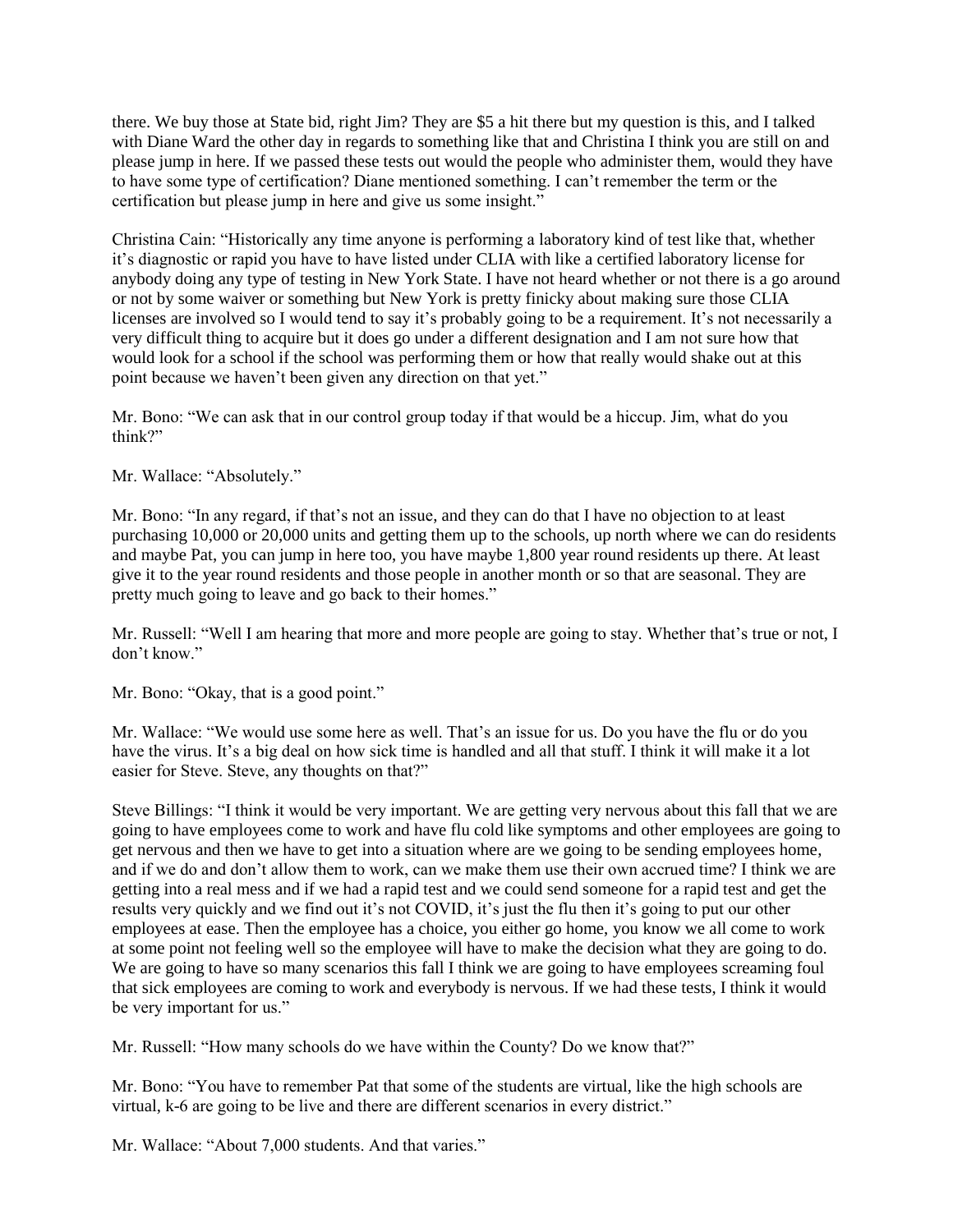there. We buy those at State bid, right Jim? They are $5 a hit there but my question is this, and I talked with Diane Ward the other day in regards to something like that and Christina I think you are still on and please jump in here. If we passed these tests out would the people who administer them, would they have to have some type of certification? Diane mentioned something. I can't remember the term or the certification but please jump in here and give us some insight."

Christina Cain: "Historically any time anyone is performing a laboratory kind of test like that, whether it's diagnostic or rapid you have to have listed under CLIA with like a certified laboratory license for anybody doing any type of testing in New York State. I have not heard whether or not there is a go around or not by some waiver or something but New York is pretty finicky about making sure those CLIA licenses are involved so I would tend to say it's probably going to be a requirement. It's not necessarily a very difficult thing to acquire but it does go under a different designation and I am not sure how that would look for a school if the school was performing them or how that really would shake out at this point because we haven't been given any direction on that yet."

Mr. Bono: "We can ask that in our control group today if that would be a hiccup. Jim, what do you think?"

Mr. Wallace: "Absolutely."

Mr. Bono: "In any regard, if that's not an issue, and they can do that I have no objection to at least purchasing 10,000 or 20,000 units and getting them up to the schools, up north where we can do residents and maybe Pat, you can jump in here too, you have maybe 1,800 year round residents up there. At least give it to the year round residents and those people in another month or so that are seasonal. They are pretty much going to leave and go back to their homes."

Mr. Russell: "Well I am hearing that more and more people are going to stay. Whether that's true or not, I don't know."

Mr. Bono: "Okay, that is a good point."

Mr. Wallace: "We would use some here as well. That's an issue for us. Do you have the flu or do you have the virus. It's a big deal on how sick time is handled and all that stuff. I think it will make it a lot easier for Steve. Steve, any thoughts on that?"

Steve Billings: "I think it would be very important. We are getting very nervous about this fall that we are going to have employees come to work and have flu cold like symptoms and other employees are going to get nervous and then we have to get into a situation where are we going to be sending employees home, and if we do and don't allow them to work, can we make them use their own accrued time? I think we are getting into a real mess and if we had a rapid test and we could send someone for a rapid test and get the results very quickly and we find out it's not COVID, it's just the flu then it's going to put our other employees at ease. Then the employee has a choice, you either go home, you know we all come to work at some point not feeling well so the employee will have to make the decision what they are going to do. We are going to have so many scenarios this fall I think we are going to have employees screaming foul that sick employees are coming to work and everybody is nervous. If we had these tests, I think it would be very important for us."

Mr. Russell: "How many schools do we have within the County? Do we know that?"

Mr. Bono: "You have to remember Pat that some of the students are virtual, like the high schools are virtual, k-6 are going to be live and there are different scenarios in every district."

Mr. Wallace: "About 7,000 students. And that varies."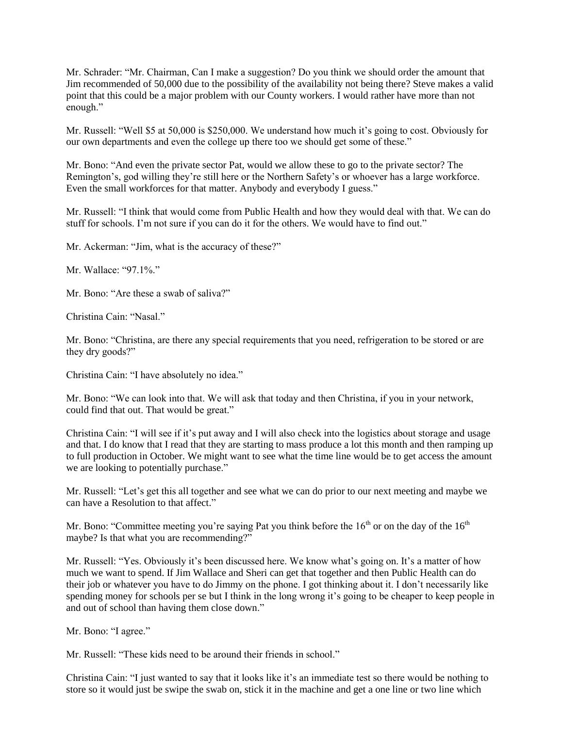Mr. Schrader: "Mr. Chairman, Can I make a suggestion? Do you think we should order the amount that Jim recommended of 50,000 due to the possibility of the availability not being there? Steve makes a valid point that this could be a major problem with our County workers. I would rather have more than not enough."

Mr. Russell: "Well $5 at 50,000 is $250,000. We understand how much it's going to cost. Obviously for our own departments and even the college up there too we should get some of these."

Mr. Bono: "And even the private sector Pat, would we allow these to go to the private sector? The Remington's, god willing they're still here or the Northern Safety's or whoever has a large workforce. Even the small workforces for that matter. Anybody and everybody I guess."

Mr. Russell: "I think that would come from Public Health and how they would deal with that. We can do stuff for schools. I'm not sure if you can do it for the others. We would have to find out."

Mr. Ackerman: "Jim, what is the accuracy of these?"

Mr. Wallace: "97.1%."

Mr. Bono: "Are these a swab of saliva?"

Christina Cain: "Nasal."

Mr. Bono: "Christina, are there any special requirements that you need, refrigeration to be stored or are they dry goods?"

Christina Cain: "I have absolutely no idea."

Mr. Bono: "We can look into that. We will ask that today and then Christina, if you in your network, could find that out. That would be great."

Christina Cain: "I will see if it's put away and I will also check into the logistics about storage and usage and that. I do know that I read that they are starting to mass produce a lot this month and then ramping up to full production in October. We might want to see what the time line would be to get access the amount we are looking to potentially purchase."

Mr. Russell: "Let's get this all together and see what we can do prior to our next meeting and maybe we can have a Resolution to that affect."

Mr. Bono: "Committee meeting you're saying Pat you think before the 16th or on the day of the 16th maybe? Is that what you are recommending?"

Mr. Russell: "Yes. Obviously it's been discussed here. We know what's going on. It's a matter of how much we want to spend. If Jim Wallace and Sheri can get that together and then Public Health can do their job or whatever you have to do Jimmy on the phone. I got thinking about it. I don't necessarily like spending money for schools per se but I think in the long wrong it's going to be cheaper to keep people in and out of school than having them close down."

Mr. Bono: "I agree."

Mr. Russell: "These kids need to be around their friends in school."

Christina Cain: "I just wanted to say that it looks like it's an immediate test so there would be nothing to store so it would just be swipe the swab on, stick it in the machine and get a one line or two line which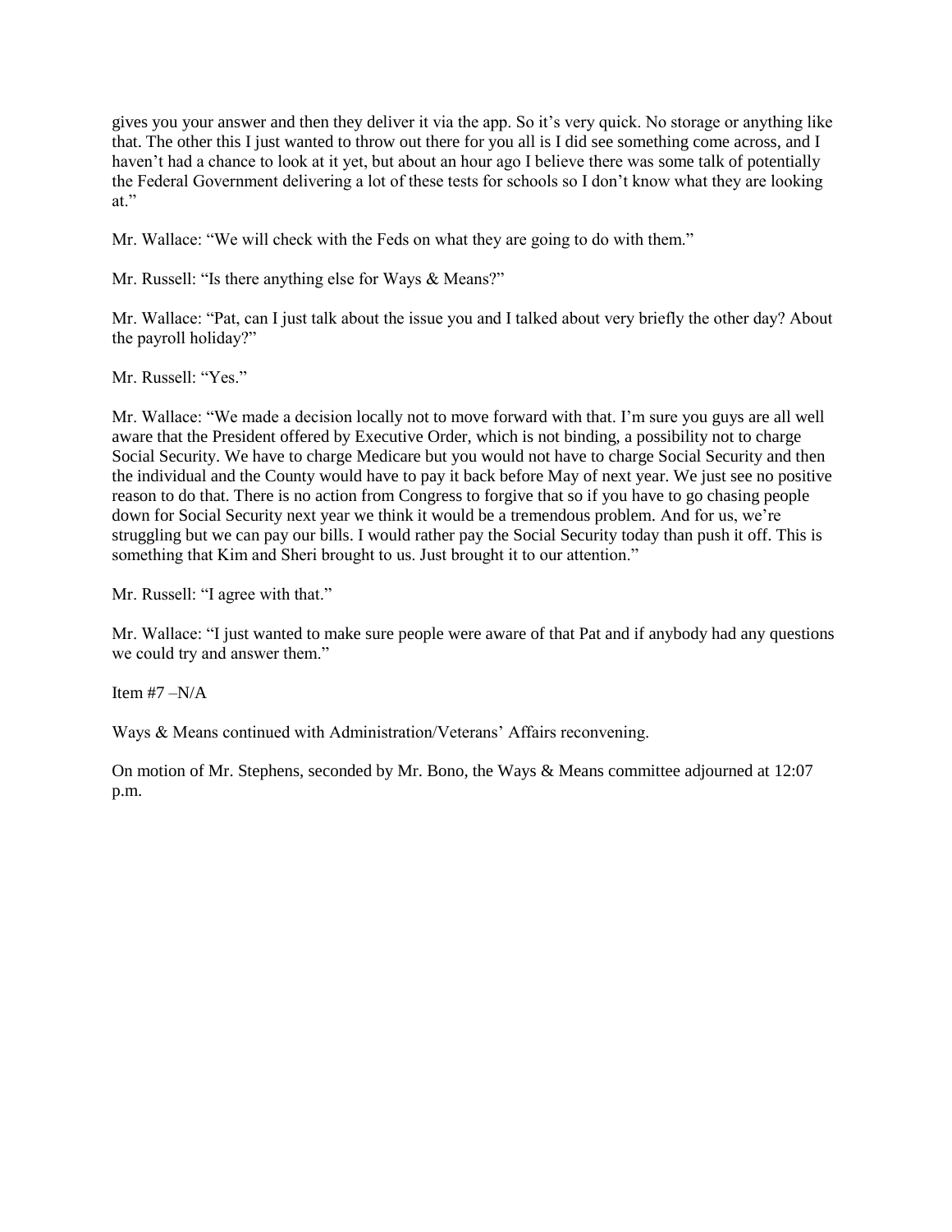gives you your answer and then they deliver it via the app. So it's very quick. No storage or anything like that. The other this I just wanted to throw out there for you all is I did see something come across, and I haven't had a chance to look at it yet, but about an hour ago I believe there was some talk of potentially the Federal Government delivering a lot of these tests for schools so I don't know what they are looking at."

Mr. Wallace: "We will check with the Feds on what they are going to do with them."

Mr. Russell: "Is there anything else for Ways & Means?"

Mr. Wallace: "Pat, can I just talk about the issue you and I talked about very briefly the other day? About the payroll holiday?"

Mr. Russell: "Yes."

Mr. Wallace: "We made a decision locally not to move forward with that. I'm sure you guys are all well aware that the President offered by Executive Order, which is not binding, a possibility not to charge Social Security. We have to charge Medicare but you would not have to charge Social Security and then the individual and the County would have to pay it back before May of next year. We just see no positive reason to do that. There is no action from Congress to forgive that so if you have to go chasing people down for Social Security next year we think it would be a tremendous problem. And for us, we're struggling but we can pay our bills. I would rather pay the Social Security today than push it off. This is something that Kim and Sheri brought to us. Just brought it to our attention."

Mr. Russell: "I agree with that."

Mr. Wallace: "I just wanted to make sure people were aware of that Pat and if anybody had any questions we could try and answer them."

Item #7 –N/A

Ways & Means continued with Administration/Veterans' Affairs reconvening.

On motion of Mr. Stephens, seconded by Mr. Bono, the Ways & Means committee adjourned at 12:07 p.m.